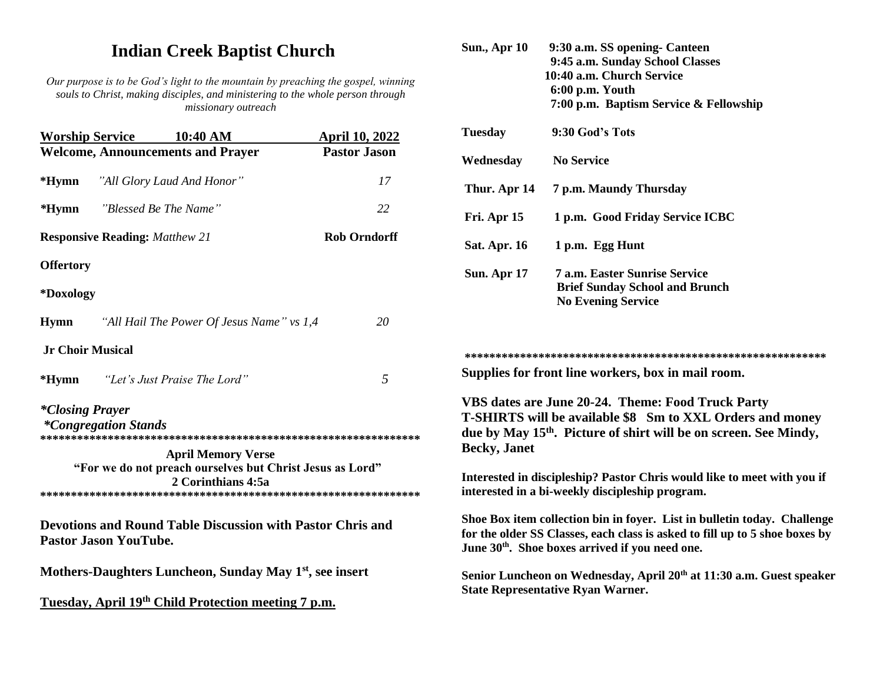# Indian Creek Baptist Church

*Our purpose is to be God's light to the mountain by preaching the gospel, winning souls to Christ, making disciples, and ministering to the whole person through missionary outreach*

| **Worship Service** **10:40 AM** | | **April 10, 2022** |
|---|---|---|
| **Welcome, Announcements and Prayer** | | **Pastor Jason** |
| **\*Hymn** | *"All Glory Laud And Honor"* | *17* |
| **\*Hymn** | *"Blessed Be The Name"* | *22* |
| **Responsive Reading:** *Matthew 21* | | **Rob Orndorff** |
| **Offertory** | | |
| **\*Doxology** | | |
| **Hymn** | *"All Hail The Power Of Jesus Name" vs 1,4* | *20* |
| **Jr Choir Musical** | | |
| **\*Hymn** | *"Let's Just Praise The Lord"* | *5* |

***\*Closing Prayer***
***\*Congregation Stands***

\*\*\*\*\*\*\*\*\*\*\*\*\*\*\*\*\*\*\*\*\*\*\*\*\*\*\*\*\*\*\*\*\*\*\*\*\*\*\*\*\*\*\*\*\*\*\*\*\*\*\*\*\*\*\*\*\*\*\*\*

**April Memory Verse**
**"For we do not preach ourselves but Christ Jesus as Lord"**
**2 Corinthians 4:5a**

\*\*\*\*\*\*\*\*\*\*\*\*\*\*\*\*\*\*\*\*\*\*\*\*\*\*\*\*\*\*\*\*\*\*\*\*\*\*\*\*\*\*\*\*\*\*\*\*\*\*\*\*\*\*\*\*\*\*\*\*

**Devotions and Round Table Discussion with Pastor Chris and Pastor Jason YouTube.**

**Mothers-Daughters Luncheon, Sunday May 1st, see insert**

**Tuesday, April 19th Child Protection meeting 7 p.m.**

| | |
|---|---|
| **Sun., Apr 10** | **9:30 a.m. SS opening- Canteen**<br>**9:45 a.m. Sunday School Classes**<br>**10:40 a.m. Church Service**<br>**6:00 p.m. Youth**<br>**7:00 p.m. Baptism Service & Fellowship** |
| **Tuesday** | **9:30 God's Tots** |
| **Wednesday** | **No Service** |
| **Thur. Apr 14** | **7 p.m. Maundy Thursday** |
| **Fri. Apr 15** | **1 p.m. Good Friday Service ICBC** |
| **Sat. Apr. 16** | **1 p.m. Egg Hunt** |
| **Sun. Apr 17** | **7 a.m. Easter Sunrise Service**<br>**Brief Sunday School and Brunch**<br>**No Evening Service** |

\*\*\*\*\*\*\*\*\*\*\*\*\*\*\*\*\*\*\*\*\*\*\*\*\*\*\*\*\*\*\*\*\*\*\*\*\*\*\*\*\*\*\*\*\*\*\*\*\*\*\*\*\*\*\*\*\*\*\*\*

**Supplies for front line workers, box in mail room.**

**VBS dates are June 20-24. Theme: Food Truck Party**
**T-SHIRTS will be available $8 Sm to XXL Orders and money due by May 15th. Picture of shirt will be on screen. See Mindy, Becky, Janet**

**Interested in discipleship? Pastor Chris would like to meet with you if interested in a bi-weekly discipleship program.**

**Shoe Box item collection bin in foyer. List in bulletin today. Challenge for the older SS Classes, each class is asked to fill up to 5 shoe boxes by June 30th. Shoe boxes arrived if you need one.**

**Senior Luncheon on Wednesday, April 20th at 11:30 a.m. Guest speaker State Representative Ryan Warner.**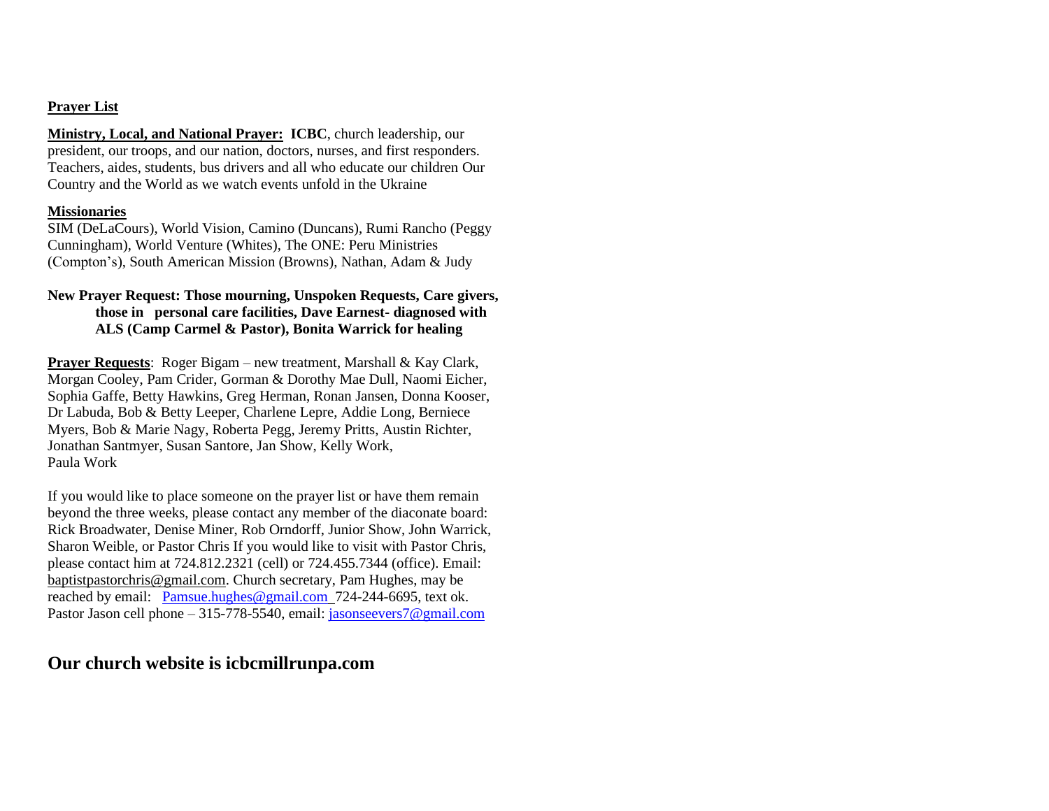**Prayer List**

**Ministry, Local, and National Prayer: ICBC**, church leadership, our president, our troops, and our nation, doctors, nurses, and first responders. Teachers, aides, students, bus drivers and all who educate our children Our Country and the World as we watch events unfold in the Ukraine

**Missionaries**

SIM (DeLaCours), World Vision, Camino (Duncans), Rumi Rancho (Peggy Cunningham), World Venture (Whites), The ONE: Peru Ministries (Compton's), South American Mission (Browns), Nathan, Adam & Judy

**New Prayer Request: Those mourning, Unspoken Requests, Care givers, those in personal care facilities, Dave Earnest- diagnosed with ALS (Camp Carmel & Pastor), Bonita Warrick for healing**

**Prayer Requests**: Roger Bigam – new treatment, Marshall & Kay Clark, Morgan Cooley, Pam Crider, Gorman & Dorothy Mae Dull, Naomi Eicher, Sophia Gaffe, Betty Hawkins, Greg Herman, Ronan Jansen, Donna Kooser, Dr Labuda, Bob & Betty Leeper, Charlene Lepre, Addie Long, Berniece Myers, Bob & Marie Nagy, Roberta Pegg, Jeremy Pritts, Austin Richter, Jonathan Santmyer, Susan Santore, Jan Show, Kelly Work, Paula Work

If you would like to place someone on the prayer list or have them remain beyond the three weeks, please contact any member of the diaconate board: Rick Broadwater, Denise Miner, Rob Orndorff, Junior Show, John Warrick, Sharon Weible, or Pastor Chris If you would like to visit with Pastor Chris, please contact him at 724.812.2321 (cell) or 724.455.7344 (office). Email: baptistpastorchris@gmail.com. Church secretary, Pam Hughes, may be reached by email: Pamsue.hughes@gmail.com 724-244-6695, text ok. Pastor Jason cell phone – 315-778-5540, email: jasonseevers7@gmail.com

## Our church website is icbcmillrunpa.com